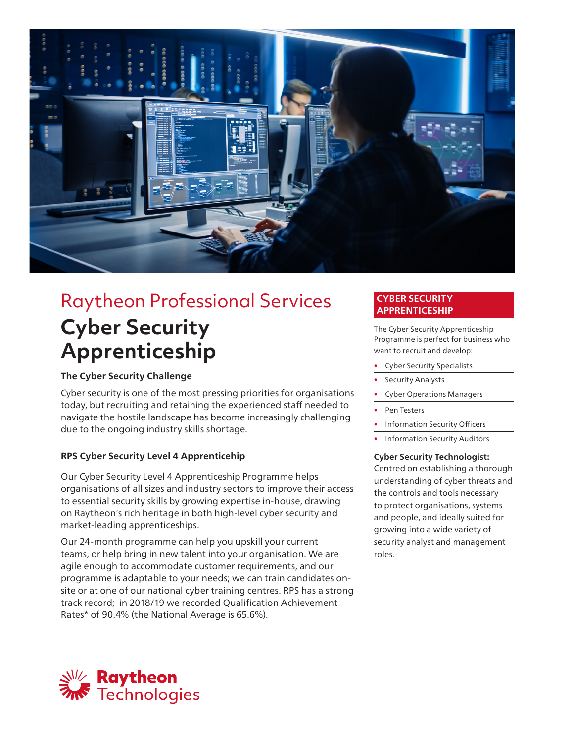# Raytheon Professional Services

# Cyber Security Apprenticeship

### The Cyber Security Challenge

Cyber security is one of the most pressing priorities for organisations today, but recruiting and retaining the experienced staff needed to navigate the hostile landscape has become increasingly challenging due to the ongoing industry skills shortage.

### RPS Cyber Security Level 4 Apprenticehip

Our Cyber Security Level 4 Apprenticeship Programme helps organisations of all sizes and industry sectors to improve their access to essential security skills by growing expertise in-house, drawing on Raytheon's rich heritage in both high-level cyber security and market-leading apprenticeships.

Our 24-month programme can help you upskill your current teams, or help bring in new talent into your organisation. We are agile enough to accommodate customer requirements, and our programme is adaptable to your needs; we can train candidates on-site or at one of our national cyber training centres. RPS has a strong track record; in 2018/19 we recorded Qualification Achievement Rates* of 90.4% (the National Average is 65.6%).

## CYBER SECURITY APPRENTICESHIP

The Cyber Security Apprenticeship Programme is perfect for business who want to recruit and develop:

- Cyber Security Specialists
- Security Analysts
- Cyber Operations Managers
- Pen Testers
- Information Security Officers
- Information Security Auditors

**Cyber Security Technologist:** Centred on establishing a thorough understanding of cyber threats and the controls and tools necessary to protect organisations, systems and people, and ideally suited for growing into a wide variety of security analyst and management roles.

Raytheon Technologies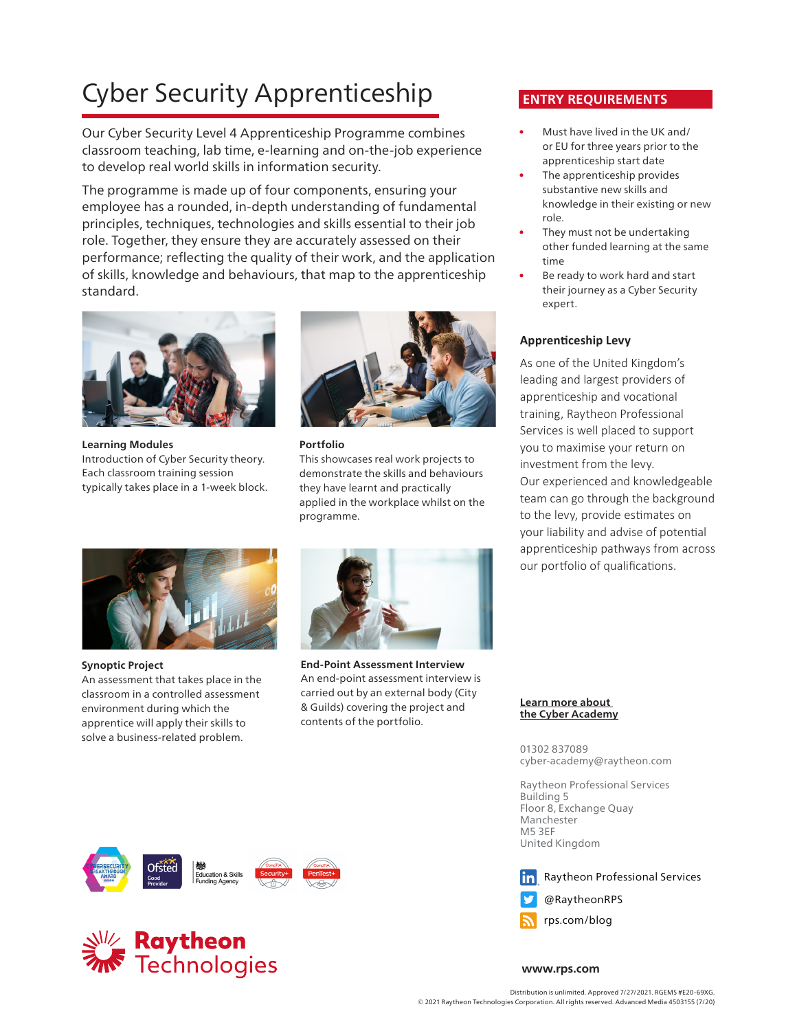# Cyber Security Apprenticeship

Our Cyber Security Level 4 Apprenticeship Programme combines classroom teaching, lab time, e-learning and on-the-job experience to develop real world skills in information security.

The programme is made up of four components, ensuring your employee has a rounded, in-depth understanding of fundamental principles, techniques, technologies and skills essential to their job role. Together, they ensure they are accurately assessed on their performance; reflecting the quality of their work, and the application of skills, knowledge and behaviours, that map to the apprenticeship standard.

**Learning Modules**
Introduction of Cyber Security theory. Each classroom training session typically takes place in a 1-week block.

**Portfolio**
This showcases real work projects to demonstrate the skills and behaviours they have learnt and practically applied in the workplace whilst on the programme.

**Synoptic Project**
An assessment that takes place in the classroom in a controlled assessment environment during which the apprentice will apply their skills to solve a business-related problem.

**End-Point Assessment Interview**
An end-point assessment interview is carried out by an external body (City & Guilds) covering the project and contents of the portfolio.

## ENTRY REQUIREMENTS

- Must have lived in the UK and/ or EU for three years prior to the apprenticeship start date
- The apprenticeship provides substantive new skills and knowledge in their existing or new role.
- They must not be undertaking other funded learning at the same time
- Be ready to work hard and start their journey as a Cyber Security expert.

### Apprenticeship Levy

As one of the United Kingdom's leading and largest providers of apprenticeship and vocational training, Raytheon Professional Services is well placed to support you to maximise your return on investment from the levy.

Our experienced and knowledgeable team can go through the background to the levy, provide estimates on your liability and advise of potential apprenticeship pathways from across our portfolio of qualifications.

**Learn more about the Cyber Academy**

01302 837089
cyber-academy@raytheon.com

Raytheon Professional Services
Building 5
Floor 8, Exchange Quay
Manchester
M5 3EF
United Kingdom

Raytheon Professional Services
@RaytheonRPS
rps.com/blog

**www.rps.com**

Raytheon Technologies

Distribution is unlimited. Approved 7/27/2021. RGEMS #E20-69XG.
© 2021 Raytheon Technologies Corporation. All rights reserved. Advanced Media 4503155 (7/20)